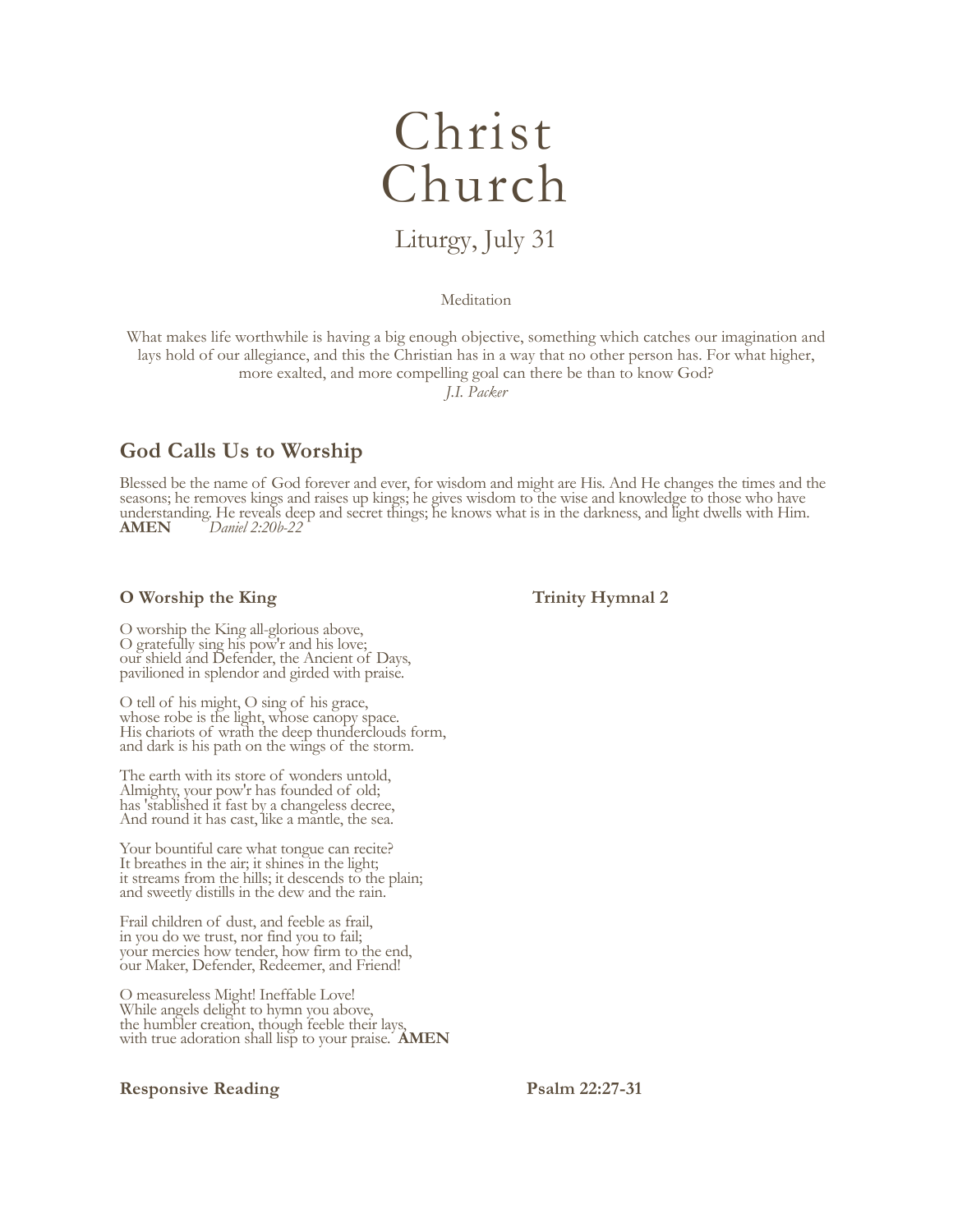# Christ Church

## Liturgy, July 31

Meditation

What makes life worthwhile is having a big enough objective, something which catches our imagination and lays hold of our allegiance, and this the Christian has in a way that no other person has. For what higher, more exalted, and more compelling goal can there be than to know God?
*J.I. Packer*

## God Calls Us to Worship

Blessed be the name of God forever and ever, for wisdom and might are His. And He changes the times and the seasons; he removes kings and raises up kings; he gives wisdom to the wise and knowledge to those who have understanding. He reveals deep and secret things; he knows what is in the darkness, and light dwells with Him.
**AMEN** *Daniel 2:20b-22*

**O Worship the King** **Trinity Hymnal 2**

O worship the King all-glorious above,
O gratefully sing his pow'r and his love;
our shield and Defender, the Ancient of Days,
pavilioned in splendor and girded with praise.

O tell of his might, O sing of his grace,
whose robe is the light, whose canopy space.
His chariots of wrath the deep thunderclouds form,
and dark is his path on the wings of the storm.

The earth with its store of wonders untold,
Almighty, your pow'r has founded of old;
has 'stablished it fast by a changeless decree,
And round it has cast, like a mantle, the sea.

Your bountiful care what tongue can recite?
It breathes in the air; it shines in the light;
it streams from the hills; it descends to the plain;
and sweetly distills in the dew and the rain.

Frail children of dust, and feeble as frail,
in you do we trust, nor find you to fail;
your mercies how tender, how firm to the end,
our Maker, Defender, Redeemer, and Friend!

O measureless Might! Ineffable Love!
While angels delight to hymn you above,
the humbler creation, though feeble their lays,
with true adoration shall lisp to your praise. **AMEN**

**Responsive Reading** **Psalm 22:27-31**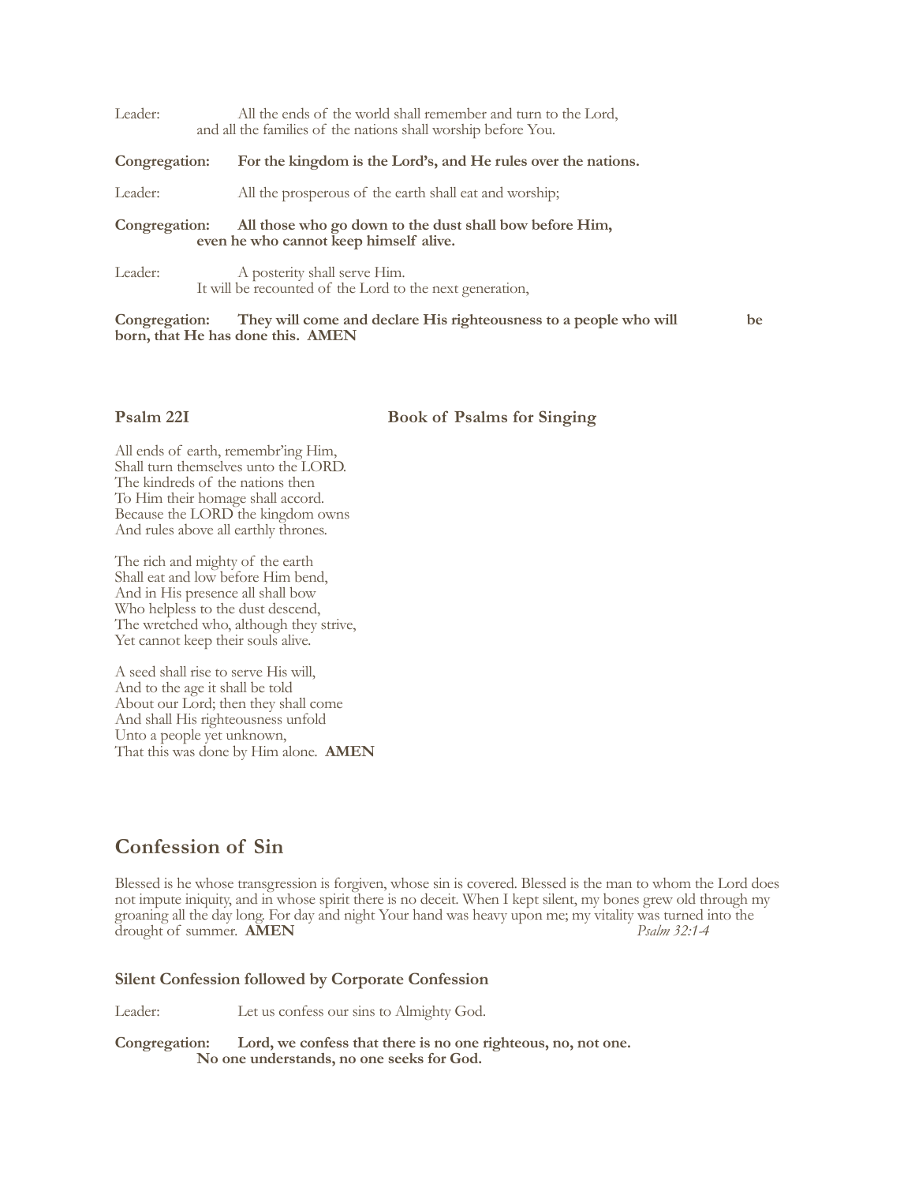Leader: All the ends of the world shall remember and turn to the Lord, and all the families of the nations shall worship before You.

**Congregation: For the kingdom is the Lord's, and He rules over the nations.**

Leader: All the prosperous of the earth shall eat and worship;

**Congregation: All those who go down to the dust shall bow before Him, even he who cannot keep himself alive.**

Leader: A posterity shall serve Him. It will be recounted of the Lord to the next generation,

**Congregation: They will come and declare His righteousness to a people who will be born, that He has done this. AMEN**

**Psalm 22I** **Book of Psalms for Singing**

All ends of earth, remembr'ing Him,
Shall turn themselves unto the LORD.
The kindreds of the nations then
To Him their homage shall accord.
Because the LORD the kingdom owns
And rules above all earthly thrones.

The rich and mighty of the earth
Shall eat and low before Him bend,
And in His presence all shall bow
Who helpless to the dust descend,
The wretched who, although they strive,
Yet cannot keep their souls alive.

A seed shall rise to serve His will,
And to the age it shall be told
About our Lord; then they shall come
And shall His righteousness unfold
Unto a people yet unknown,
That this was done by Him alone. **AMEN**

## Confession of Sin

Blessed is he whose transgression is forgiven, whose sin is covered. Blessed is the man to whom the Lord does not impute iniquity, and in whose spirit there is no deceit. When I kept silent, my bones grew old through my groaning all the day long. For day and night Your hand was heavy upon me; my vitality was turned into the drought of summer. **AMEN** *Psalm 32:1-4*

**Silent Confession followed by Corporate Confession**

Leader: Let us confess our sins to Almighty God.

**Congregation: Lord, we confess that there is no one righteous, no, not one. No one understands, no one seeks for God.**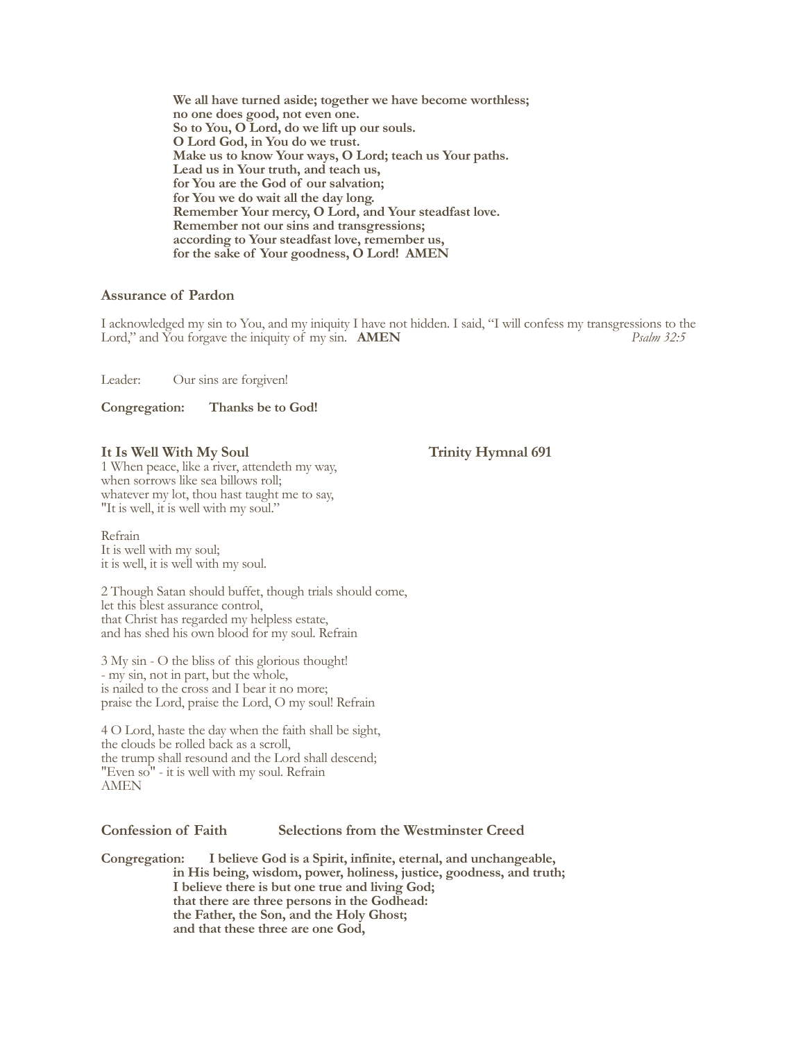**We all have turned aside; together we have become worthless;**
**no one does good, not even one.**
**So to You, O Lord, do we lift up our souls.**
**O Lord God, in You do we trust.**
**Make us to know Your ways, O Lord; teach us Your paths.**
**Lead us in Your truth, and teach us,**
**for You are the God of our salvation;**
**for You we do wait all the day long.**
**Remember Your mercy, O Lord, and Your steadfast love.**
**Remember not our sins and transgressions;**
**according to Your steadfast love, remember us,**
**for the sake of Your goodness, O Lord! AMEN**

### Assurance of Pardon

I acknowledged my sin to You, and my iniquity I have not hidden. I said, "I will confess my transgressions to the Lord," and You forgave the iniquity of my sin. **AMEN** *Psalm 32:5*

Leader: Our sins are forgiven!

**Congregation: Thanks be to God!**

### It Is Well With My Soul — Trinity Hymnal 691

1 When peace, like a river, attendeth my way,
when sorrows like sea billows roll;
whatever my lot, thou hast taught me to say,
"It is well, it is well with my soul."

Refrain
It is well with my soul;
it is well, it is well with my soul.

2 Though Satan should buffet, though trials should come,
let this blest assurance control,
that Christ has regarded my helpless estate,
and has shed his own blood for my soul. Refrain

3 My sin - O the bliss of this glorious thought!
- my sin, not in part, but the whole,
is nailed to the cross and I bear it no more;
praise the Lord, praise the Lord, O my soul! Refrain

4 O Lord, haste the day when the faith shall be sight,
the clouds be rolled back as a scroll,
the trump shall resound and the Lord shall descend;
"Even so" - it is well with my soul. Refrain
AMEN

### Confession of Faith — Selections from the Westminster Creed

**Congregation: I believe God is a Spirit, infinite, eternal, and unchangeable,**
**in His being, wisdom, power, holiness, justice, goodness, and truth;**
**I believe there is but one true and living God;**
**that there are three persons in the Godhead:**
**the Father, the Son, and the Holy Ghost;**
**and that these three are one God,**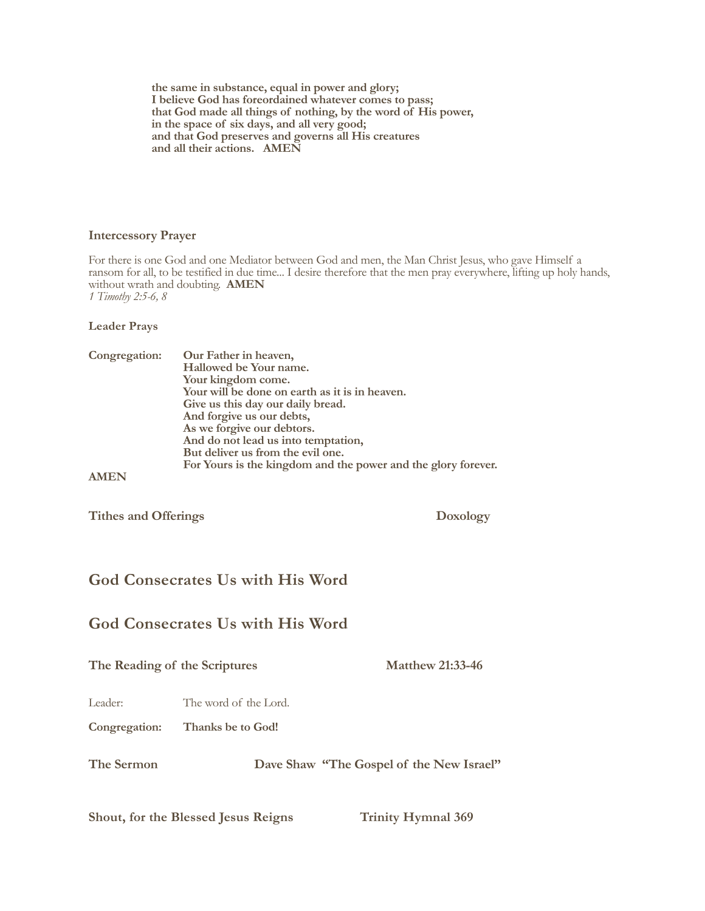**the same in substance, equal in power and glory;**
**I believe God has foreordained whatever comes to pass;**
**that God made all things of nothing, by the word of His power,**
**in the space of six days, and all very good;**
**and that God preserves and governs all His creatures**
**and all their actions. AMEN**

**Intercessory Prayer**

For there is one God and one Mediator between God and men, the Man Christ Jesus, who gave Himself a ransom for all, to be testified in due time... I desire therefore that the men pray everywhere, lifting up holy hands, without wrath and doubting. **AMEN**
*1 Timothy 2:5-6, 8*

**Leader Prays**

**Congregation:** **Our Father in heaven,**
**Hallowed be Your name.**
**Your kingdom come.**
**Your will be done on earth as it is in heaven.**
**Give us this day our daily bread.**
**And forgive us our debts,**
**As we forgive our debtors.**
**And do not lead us into temptation,**
**But deliver us from the evil one.**
**For Yours is the kingdom and the power and the glory forever.**
**AMEN**

**Tithes and Offerings** **Doxology**

## God Consecrates Us with His Word

## God Consecrates Us with His Word

**The Reading of the Scriptures** **Matthew 21:33-46**

Leader: The word of the Lord.

**Congregation:** **Thanks be to God!**

**The Sermon** **Dave Shaw "The Gospel of the New Israel"**

**Shout, for the Blessed Jesus Reigns** **Trinity Hymnal 369**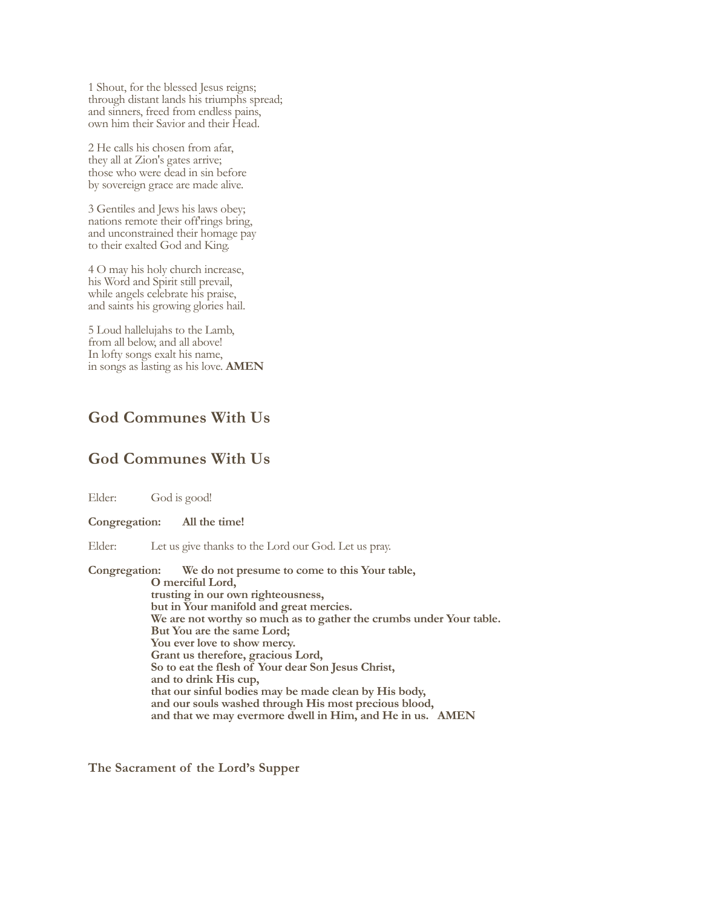1 Shout, for the blessed Jesus reigns;
through distant lands his triumphs spread;
and sinners, freed from endless pains,
own him their Savior and their Head.

2 He calls his chosen from afar,
they all at Zion's gates arrive;
those who were dead in sin before
by sovereign grace are made alive.

3 Gentiles and Jews his laws obey;
nations remote their off'rings bring,
and unconstrained their homage pay
to their exalted God and King.

4 O may his holy church increase,
his Word and Spirit still prevail,
while angels celebrate his praise,
and saints his growing glories hail.

5 Loud hallelujahs to the Lamb,
from all below, and all above!
In lofty songs exalt his name,
in songs as lasting as his love. **AMEN**

## God Communes With Us

## God Communes With Us

Elder: God is good!

**Congregation: All the time!**

Elder: Let us give thanks to the Lord our God. Let us pray.

**Congregation: We do not presume to come to this Your table,
O merciful Lord,
trusting in our own righteousness,
but in Your manifold and great mercies.
We are not worthy so much as to gather the crumbs under Your table.
But You are the same Lord;
You ever love to show mercy.
Grant us therefore, gracious Lord,
So to eat the flesh of Your dear Son Jesus Christ,
and to drink His cup,
that our sinful bodies may be made clean by His body,
and our souls washed through His most precious blood,
and that we may evermore dwell in Him, and He in us. AMEN**

**The Sacrament of the Lord's Supper**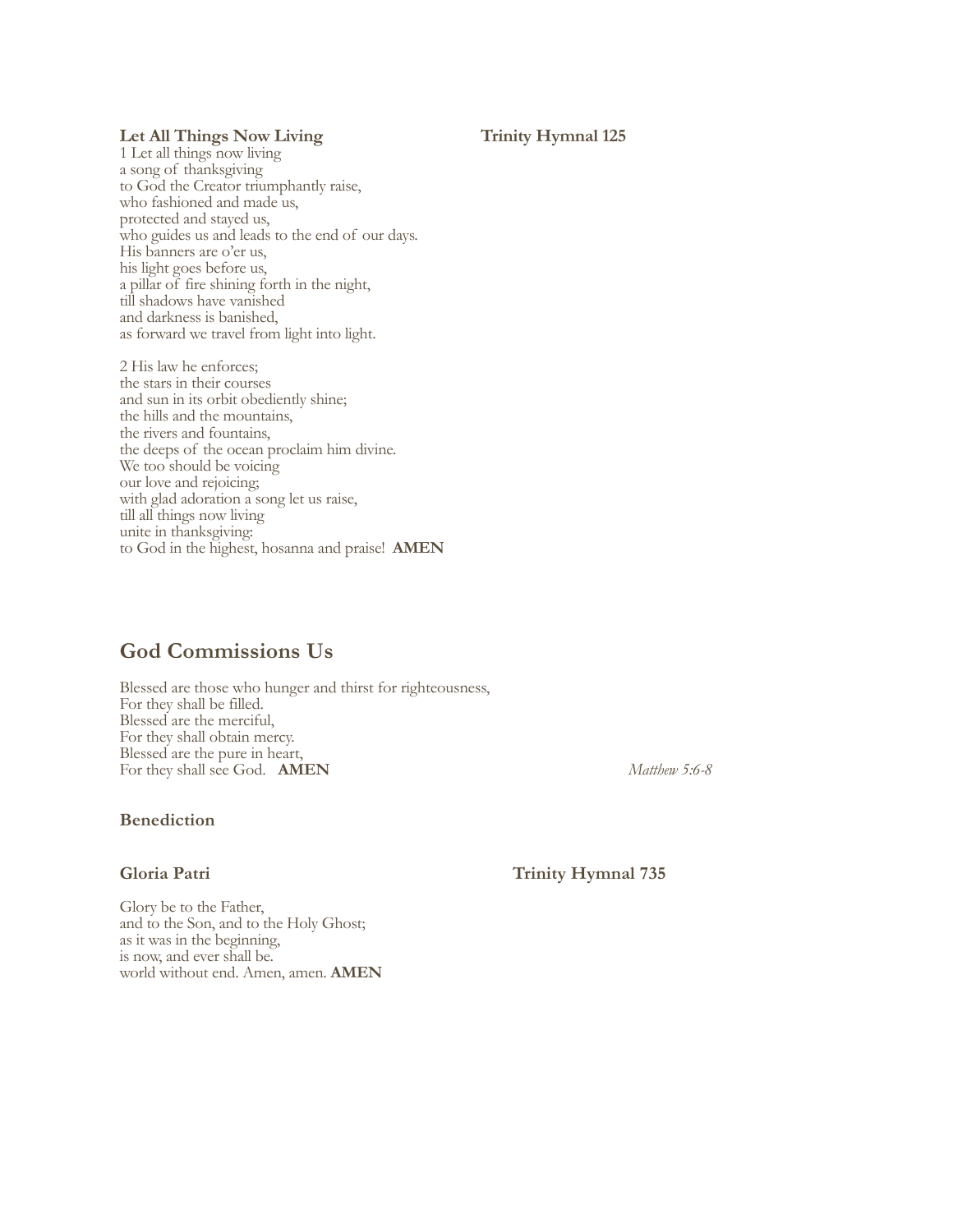**Let All Things Now Living** **Trinity Hymnal 125**

1 Let all things now living
a song of thanksgiving
to God the Creator triumphantly raise,
who fashioned and made us,
protected and stayed us,
who guides us and leads to the end of our days.
His banners are o'er us,
his light goes before us,
a pillar of fire shining forth in the night,
till shadows have vanished
and darkness is banished,
as forward we travel from light into light.

2 His law he enforces;
the stars in their courses
and sun in its orbit obediently shine;
the hills and the mountains,
the rivers and fountains,
the deeps of the ocean proclaim him divine.
We too should be voicing
our love and rejoicing;
with glad adoration a song let us raise,
till all things now living
unite in thanksgiving:
to God in the highest, hosanna and praise! **AMEN**

## God Commissions Us

Blessed are those who hunger and thirst for righteousness,
For they shall be filled.
Blessed are the merciful,
For they shall obtain mercy.
Blessed are the pure in heart,
For they shall see God. **AMEN** *Matthew 5:6-8*

**Benediction**

**Gloria Patri** **Trinity Hymnal 735**

Glory be to the Father,
and to the Son, and to the Holy Ghost;
as it was in the beginning,
is now, and ever shall be.
world without end. Amen, amen. **AMEN**